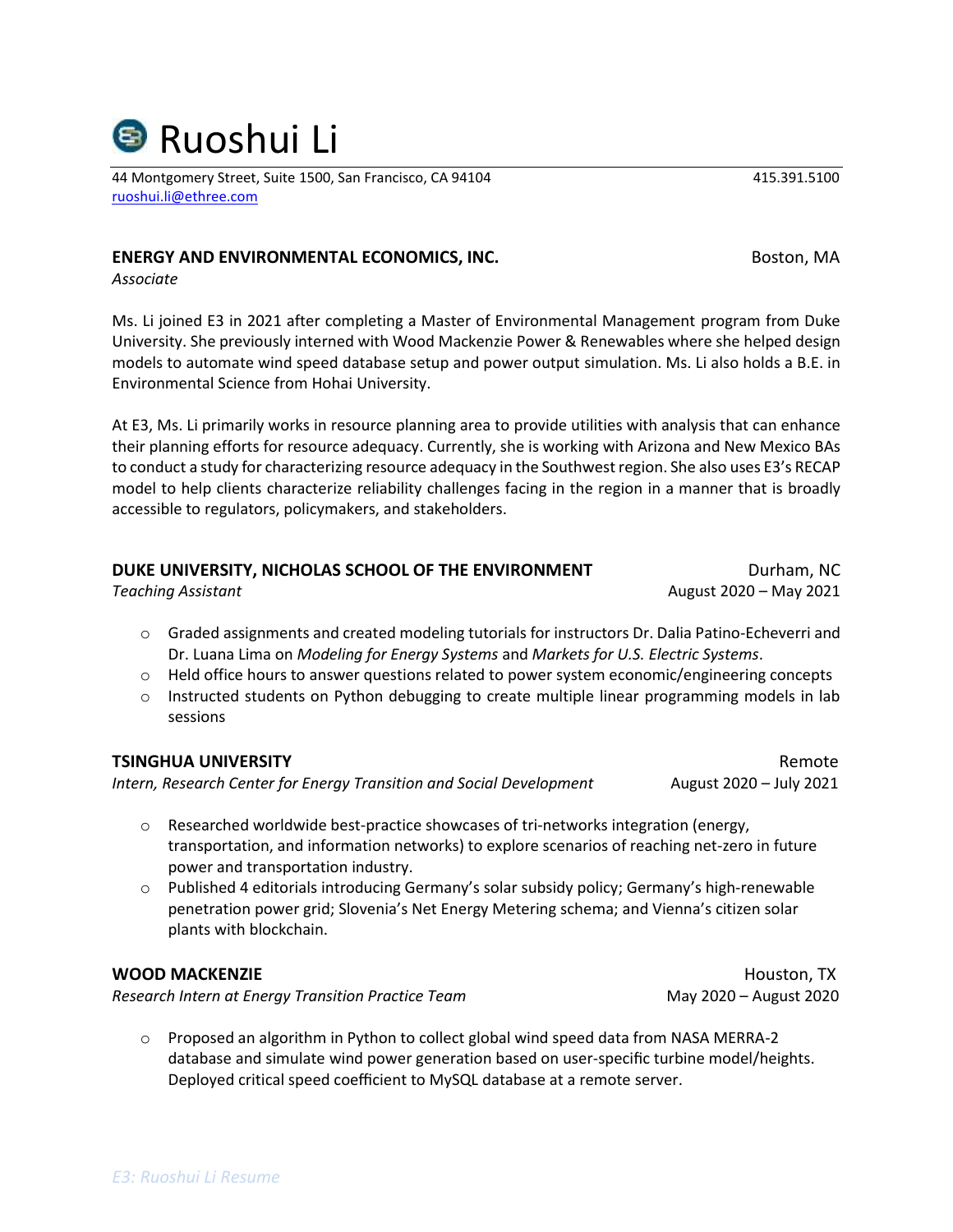# Ruoshui Li

44 Montgomery Street, Suite 1500, San Francisco, CA 94104 415.391.5100
ruoshui.li@ethree.com

**ENERGY AND ENVIRONMENTAL ECONOMICS, INC.** Boston, MA
*Associate*

Ms. Li joined E3 in 2021 after completing a Master of Environmental Management program from Duke University. She previously interned with Wood Mackenzie Power & Renewables where she helped design models to automate wind speed database setup and power output simulation. Ms. Li also holds a B.E. in Environmental Science from Hohai University.

At E3, Ms. Li primarily works in resource planning area to provide utilities with analysis that can enhance their planning efforts for resource adequacy. Currently, she is working with Arizona and New Mexico BAs to conduct a study for characterizing resource adequacy in the Southwest region. She also uses E3's RECAP model to help clients characterize reliability challenges facing in the region in a manner that is broadly accessible to regulators, policymakers, and stakeholders.

**DUKE UNIVERSITY, NICHOLAS SCHOOL OF THE ENVIRONMENT** Durham, NC
*Teaching Assistant* August 2020 – May 2021

- Graded assignments and created modeling tutorials for instructors Dr. Dalia Patino-Echeverri and Dr. Luana Lima on *Modeling for Energy Systems* and *Markets for U.S. Electric Systems*.
- Held office hours to answer questions related to power system economic/engineering concepts
- Instructed students on Python debugging to create multiple linear programming models in lab sessions

**TSINGHUA UNIVERSITY** Remote
*Intern, Research Center for Energy Transition and Social Development* August 2020 – July 2021

- Researched worldwide best-practice showcases of tri-networks integration (energy, transportation, and information networks) to explore scenarios of reaching net-zero in future power and transportation industry.
- Published 4 editorials introducing Germany's solar subsidy policy; Germany's high-renewable penetration power grid; Slovenia's Net Energy Metering schema; and Vienna's citizen solar plants with blockchain.

**WOOD MACKENZIE** Houston, TX
*Research Intern at Energy Transition Practice Team* May 2020 – August 2020

- Proposed an algorithm in Python to collect global wind speed data from NASA MERRA-2 database and simulate wind power generation based on user-specific turbine model/heights. Deployed critical speed coefficient to MySQL database at a remote server.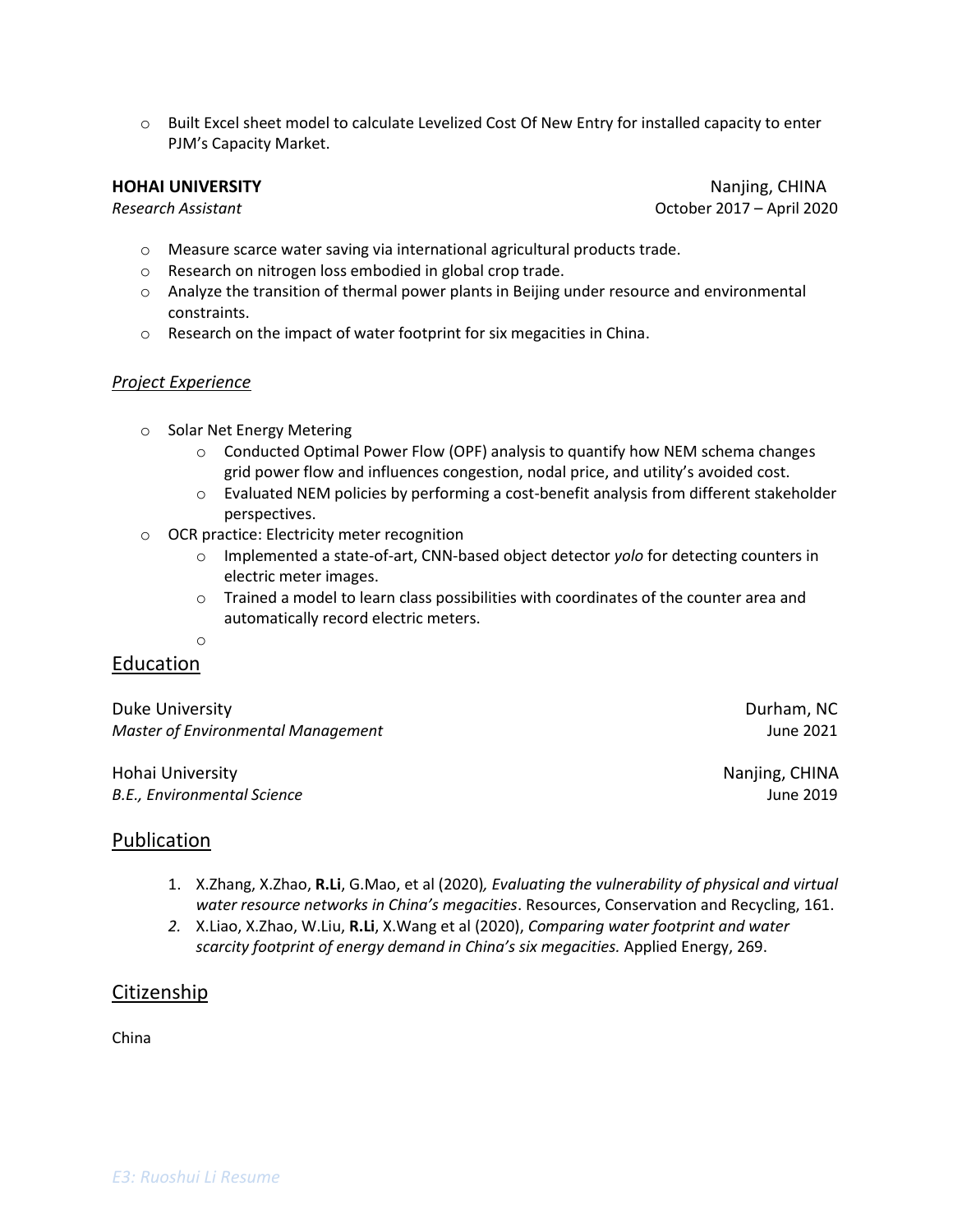- Built Excel sheet model to calculate Levelized Cost Of New Entry for installed capacity to enter PJM's Capacity Market.

**HOHAI UNIVERSITY** Nanjing, CHINA
*Research Assistant* October 2017 – April 2020

- Measure scarce water saving via international agricultural products trade.
- Research on nitrogen loss embodied in global crop trade.
- Analyze the transition of thermal power plants in Beijing under resource and environmental constraints.
- Research on the impact of water footprint for six megacities in China.

*Project Experience*

- Solar Net Energy Metering
  - Conducted Optimal Power Flow (OPF) analysis to quantify how NEM schema changes grid power flow and influences congestion, nodal price, and utility's avoided cost.
  - Evaluated NEM policies by performing a cost-benefit analysis from different stakeholder perspectives.
- OCR practice: Electricity meter recognition
  - Implemented a state-of-art, CNN-based object detector *yolo* for detecting counters in electric meter images.
  - Trained a model to learn class possibilities with coordinates of the counter area and automatically record electric meters.

## Education

Duke University Durham, NC
*Master of Environmental Management* June 2021

Hohai University Nanjing, CHINA
*B.E., Environmental Science* June 2019

## Publication

1. X.Zhang, X.Zhao, **R.Li**, G.Mao, et al (2020)*, Evaluating the vulnerability of physical and virtual water resource networks in China's megacities*. Resources, Conservation and Recycling, 161.
2. X.Liao, X.Zhao, W.Liu, **R.Li**, X.Wang et al (2020), *Comparing water footprint and water scarcity footprint of energy demand in China's six megacities.* Applied Energy, 269.

## Citizenship

China